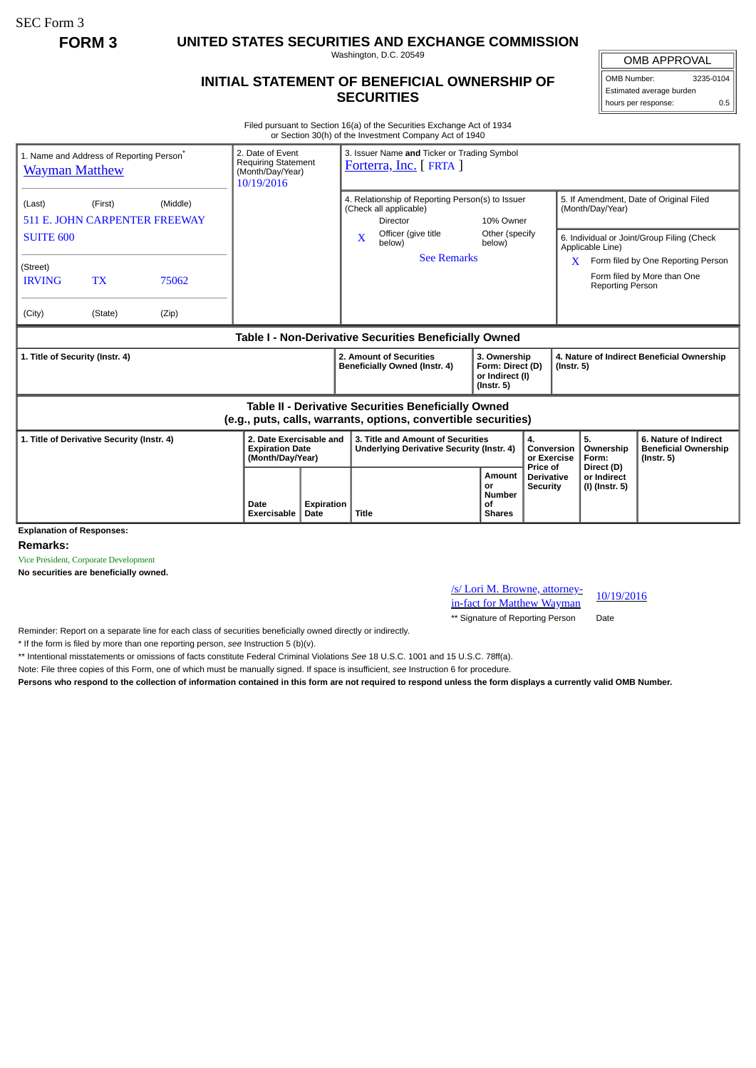SEC Form 3

**FORM 3**

# UNITED STATES SECURITIES AND EXCHANGE COMMISSION

Washington, D.C. 20549

## INITIAL STATEMENT OF BENEFICIAL OWNERSHIP OF SECURITIES

| OMB APPROVAL | |
|---|---|
| OMB Number: | 3235-0104 |
| Estimated average burden hours per response: | 0.5 |

Filed pursuant to Section 16(a) of the Securities Exchange Act of 1934 or Section 30(h) of the Investment Company Act of 1940

**1. Name and Address of Reporting Person***

Wayman Matthew

(Last) (First) (Middle)

511 E. JOHN CARPENTER FREEWAY
SUITE 600

(Street)

IRVING TX 75062

(City) (State) (Zip)

**2. Date of Event Requiring Statement (Month/Day/Year)**

10/19/2016

**3. Issuer Name and Ticker or Trading Symbol**

Forterra, Inc. [ FRTA ]

**4. Relationship of Reporting Person(s) to Issuer (Check all applicable)**

- Director
- 10% Owner
- X Officer (give title below)
- Other (specify below)

See Remarks

**5. If Amendment, Date of Original Filed (Month/Day/Year)**

**6. Individual or Joint/Group Filing (Check Applicable Line)**

- X Form filed by One Reporting Person
- Form filed by More than One Reporting Person

### Table I - Non-Derivative Securities Beneficially Owned

| 1. Title of Security (Instr. 4) | 2. Amount of Securities Beneficially Owned (Instr. 4) | 3. Ownership Form: Direct (D) or Indirect (I) (Instr. 5) | 4. Nature of Indirect Beneficial Ownership (Instr. 5) |
|---|---|---|---|

### Table II - Derivative Securities Beneficially Owned (e.g., puts, calls, warrants, options, convertible securities)

| 1. Title of Derivative Security (Instr. 4) | 2. Date Exercisable and Expiration Date (Month/Day/Year) | | 3. Title and Amount of Securities Underlying Derivative Security (Instr. 4) | | 4. Conversion or Exercise Price of Derivative Security | 5. Ownership Form: Direct (D) or Indirect (I) (Instr. 5) | 6. Nature of Indirect Beneficial Ownership (Instr. 5) |
|---|---|---|---|---|---|---|---|
| | Date Exercisable | Expiration Date | Title | Amount or Number of Shares | | | |

**Explanation of Responses:**

**Remarks:**

Vice President, Corporate Development

**No securities are beneficially owned.**

/s/ Lori M. Browne, attorney-in-fact for Matthew Wayman — 10/19/2016

** Signature of Reporting Person — Date

Reminder: Report on a separate line for each class of securities beneficially owned directly or indirectly.

* If the form is filed by more than one reporting person, *see* Instruction 5 (b)(v).

** Intentional misstatements or omissions of facts constitute Federal Criminal Violations *See* 18 U.S.C. 1001 and 15 U.S.C. 78ff(a).

Note: File three copies of this Form, one of which must be manually signed. If space is insufficient, *see* Instruction 6 for procedure.

**Persons who respond to the collection of information contained in this form are not required to respond unless the form displays a currently valid OMB Number.**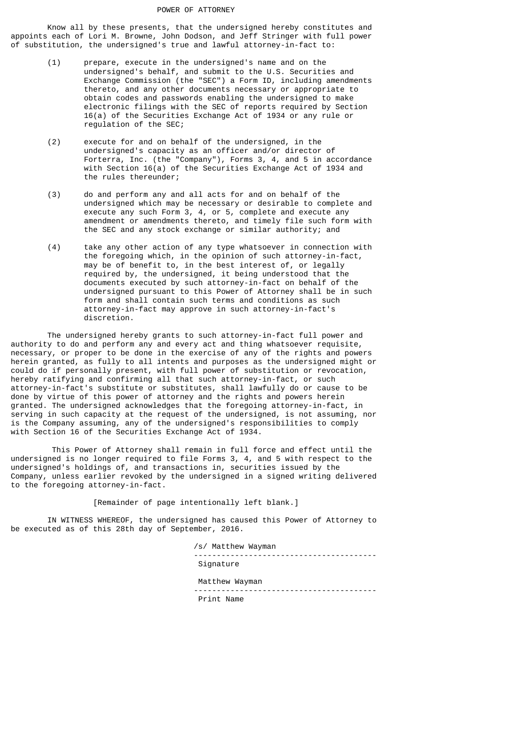# POWER OF ATTORNEY

Know all by these presents, that the undersigned hereby constitutes and appoints each of Lori M. Browne, John Dodson, and Jeff Stringer with full power of substitution, the undersigned's true and lawful attorney-in-fact to:

(1) prepare, execute in the undersigned's name and on the undersigned's behalf, and submit to the U.S. Securities and Exchange Commission (the "SEC") a Form ID, including amendments thereto, and any other documents necessary or appropriate to obtain codes and passwords enabling the undersigned to make electronic filings with the SEC of reports required by Section 16(a) of the Securities Exchange Act of 1934 or any rule or regulation of the SEC;

(2) execute for and on behalf of the undersigned, in the undersigned's capacity as an officer and/or director of Forterra, Inc. (the "Company"), Forms 3, 4, and 5 in accordance with Section 16(a) of the Securities Exchange Act of 1934 and the rules thereunder;

(3) do and perform any and all acts for and on behalf of the undersigned which may be necessary or desirable to complete and execute any such Form 3, 4, or 5, complete and execute any amendment or amendments thereto, and timely file such form with the SEC and any stock exchange or similar authority; and

(4) take any other action of any type whatsoever in connection with the foregoing which, in the opinion of such attorney-in-fact, may be of benefit to, in the best interest of, or legally required by, the undersigned, it being understood that the documents executed by such attorney-in-fact on behalf of the undersigned pursuant to this Power of Attorney shall be in such form and shall contain such terms and conditions as such attorney-in-fact may approve in such attorney-in-fact's discretion.

The undersigned hereby grants to such attorney-in-fact full power and authority to do and perform any and every act and thing whatsoever requisite, necessary, or proper to be done in the exercise of any of the rights and powers herein granted, as fully to all intents and purposes as the undersigned might or could do if personally present, with full power of substitution or revocation, hereby ratifying and confirming all that such attorney-in-fact, or such attorney-in-fact's substitute or substitutes, shall lawfully do or cause to be done by virtue of this power of attorney and the rights and powers herein granted. The undersigned acknowledges that the foregoing attorney-in-fact, in serving in such capacity at the request of the undersigned, is not assuming, nor is the Company assuming, any of the undersigned's responsibilities to comply with Section 16 of the Securities Exchange Act of 1934.

This Power of Attorney shall remain in full force and effect until the undersigned is no longer required to file Forms 3, 4, and 5 with respect to the undersigned's holdings of, and transactions in, securities issued by the Company, unless earlier revoked by the undersigned in a signed writing delivered to the foregoing attorney-in-fact.

[Remainder of page intentionally left blank.]

IN WITNESS WHEREOF, the undersigned has caused this Power of Attorney to be executed as of this 28th day of September, 2016.

/s/ Matthew Wayman
---------------------------------------
Signature

Matthew Wayman
---------------------------------------
Print Name